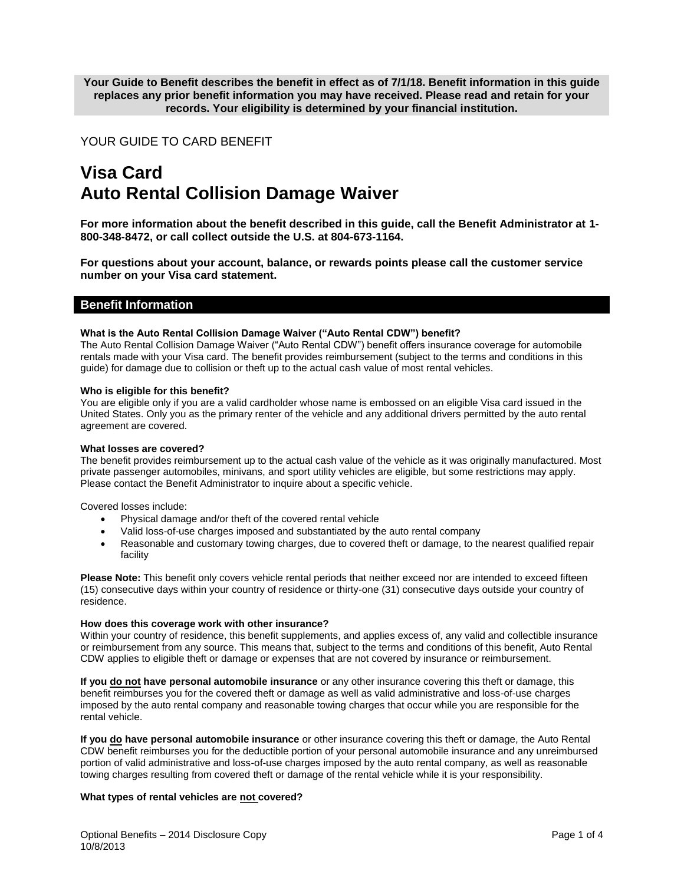**Your Guide to Benefit describes the benefit in effect as of 7/1/18. Benefit information in this guide replaces any prior benefit information you may have received. Please read and retain for your records. Your eligibility is determined by your financial institution.**

YOUR GUIDE TO CARD BENEFIT

# Visa Card
# Auto Rental Collision Damage Waiver

**For more information about the benefit described in this guide, call the Benefit Administrator at 1-800-348-8472, or call collect outside the U.S. at 804-673-1164.**

**For questions about your account, balance, or rewards points please call the customer service number on your Visa card statement.**

## Benefit Information

**What is the Auto Rental Collision Damage Waiver ("Auto Rental CDW") benefit?**
The Auto Rental Collision Damage Waiver ("Auto Rental CDW") benefit offers insurance coverage for automobile rentals made with your Visa card. The benefit provides reimbursement (subject to the terms and conditions in this guide) for damage due to collision or theft up to the actual cash value of most rental vehicles.

**Who is eligible for this benefit?**
You are eligible only if you are a valid cardholder whose name is embossed on an eligible Visa card issued in the United States. Only you as the primary renter of the vehicle and any additional drivers permitted by the auto rental agreement are covered.

**What losses are covered?**
The benefit provides reimbursement up to the actual cash value of the vehicle as it was originally manufactured. Most private passenger automobiles, minivans, and sport utility vehicles are eligible, but some restrictions may apply. Please contact the Benefit Administrator to inquire about a specific vehicle.

Covered losses include:

- Physical damage and/or theft of the covered rental vehicle
- Valid loss-of-use charges imposed and substantiated by the auto rental company
- Reasonable and customary towing charges, due to covered theft or damage, to the nearest qualified repair facility

**Please Note:** This benefit only covers vehicle rental periods that neither exceed nor are intended to exceed fifteen (15) consecutive days within your country of residence or thirty-one (31) consecutive days outside your country of residence.

**How does this coverage work with other insurance?**
Within your country of residence, this benefit supplements, and applies excess of, any valid and collectible insurance or reimbursement from any source. This means that, subject to the terms and conditions of this benefit, Auto Rental CDW applies to eligible theft or damage or expenses that are not covered by insurance or reimbursement.

**If you <u>do not</u> have personal automobile insurance** or any other insurance covering this theft or damage, this benefit reimburses you for the covered theft or damage as well as valid administrative and loss-of-use charges imposed by the auto rental company and reasonable towing charges that occur while you are responsible for the rental vehicle.

**If you <u>do</u> have personal automobile insurance** or other insurance covering this theft or damage, the Auto Rental CDW benefit reimburses you for the deductible portion of your personal automobile insurance and any unreimbursed portion of valid administrative and loss-of-use charges imposed by the auto rental company, as well as reasonable towing charges resulting from covered theft or damage of the rental vehicle while it is your responsibility.

**What types of rental vehicles are <u>not</u> covered?**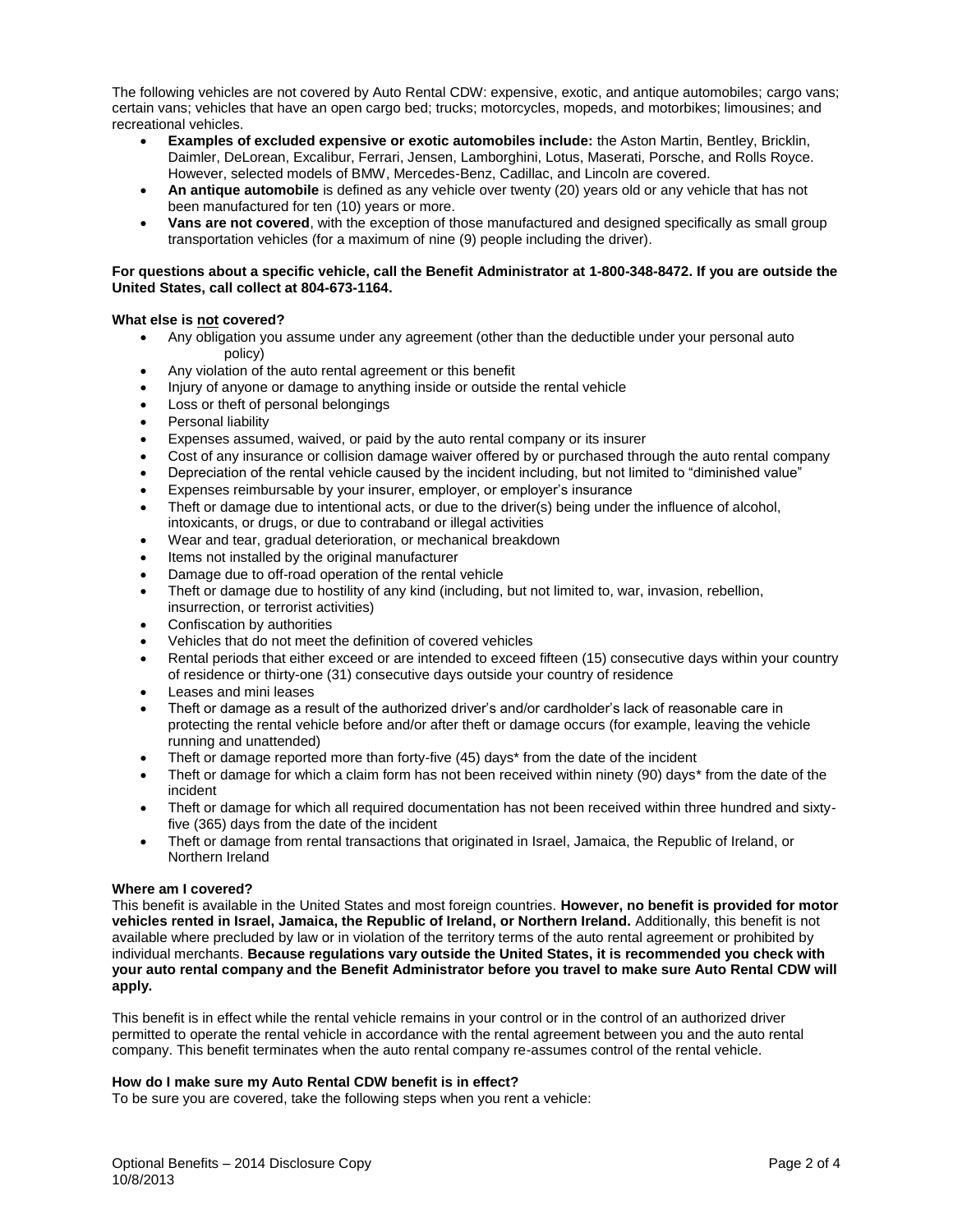The following vehicles are not covered by Auto Rental CDW: expensive, exotic, and antique automobiles; cargo vans; certain vans; vehicles that have an open cargo bed; trucks; motorcycles, mopeds, and motorbikes; limousines; and recreational vehicles.

- **Examples of excluded expensive or exotic automobiles include:** the Aston Martin, Bentley, Bricklin, Daimler, DeLorean, Excalibur, Ferrari, Jensen, Lamborghini, Lotus, Maserati, Porsche, and Rolls Royce. However, selected models of BMW, Mercedes-Benz, Cadillac, and Lincoln are covered.
- **An antique automobile** is defined as any vehicle over twenty (20) years old or any vehicle that has not been manufactured for ten (10) years or more.
- **Vans are not covered**, with the exception of those manufactured and designed specifically as small group transportation vehicles (for a maximum of nine (9) people including the driver).

**For questions about a specific vehicle, call the Benefit Administrator at 1-800-348-8472. If you are outside the United States, call collect at 804-673-1164.**

**What else is <u>not</u> covered?**

- Any obligation you assume under any agreement (other than the deductible under your personal auto policy)
- Any violation of the auto rental agreement or this benefit
- Injury of anyone or damage to anything inside or outside the rental vehicle
- Loss or theft of personal belongings
- Personal liability
- Expenses assumed, waived, or paid by the auto rental company or its insurer
- Cost of any insurance or collision damage waiver offered by or purchased through the auto rental company
- Depreciation of the rental vehicle caused by the incident including, but not limited to "diminished value"
- Expenses reimbursable by your insurer, employer, or employer's insurance
- Theft or damage due to intentional acts, or due to the driver(s) being under the influence of alcohol, intoxicants, or drugs, or due to contraband or illegal activities
- Wear and tear, gradual deterioration, or mechanical breakdown
- Items not installed by the original manufacturer
- Damage due to off-road operation of the rental vehicle
- Theft or damage due to hostility of any kind (including, but not limited to, war, invasion, rebellion, insurrection, or terrorist activities)
- Confiscation by authorities
- Vehicles that do not meet the definition of covered vehicles
- Rental periods that either exceed or are intended to exceed fifteen (15) consecutive days within your country of residence or thirty-one (31) consecutive days outside your country of residence
- Leases and mini leases
- Theft or damage as a result of the authorized driver's and/or cardholder's lack of reasonable care in protecting the rental vehicle before and/or after theft or damage occurs (for example, leaving the vehicle running and unattended)
- Theft or damage reported more than forty-five (45) days* from the date of the incident
- Theft or damage for which a claim form has not been received within ninety (90) days* from the date of the incident
- Theft or damage for which all required documentation has not been received within three hundred and sixty-five (365) days from the date of the incident
- Theft or damage from rental transactions that originated in Israel, Jamaica, the Republic of Ireland, or Northern Ireland

**Where am I covered?**

This benefit is available in the United States and most foreign countries. **However, no benefit is provided for motor vehicles rented in Israel, Jamaica, the Republic of Ireland, or Northern Ireland.** Additionally, this benefit is not available where precluded by law or in violation of the territory terms of the auto rental agreement or prohibited by individual merchants. **Because regulations vary outside the United States, it is recommended you check with your auto rental company and the Benefit Administrator before you travel to make sure Auto Rental CDW will apply.**

This benefit is in effect while the rental vehicle remains in your control or in the control of an authorized driver permitted to operate the rental vehicle in accordance with the rental agreement between you and the auto rental company. This benefit terminates when the auto rental company re-assumes control of the rental vehicle.

**How do I make sure my Auto Rental CDW benefit is in effect?**

To be sure you are covered, take the following steps when you rent a vehicle: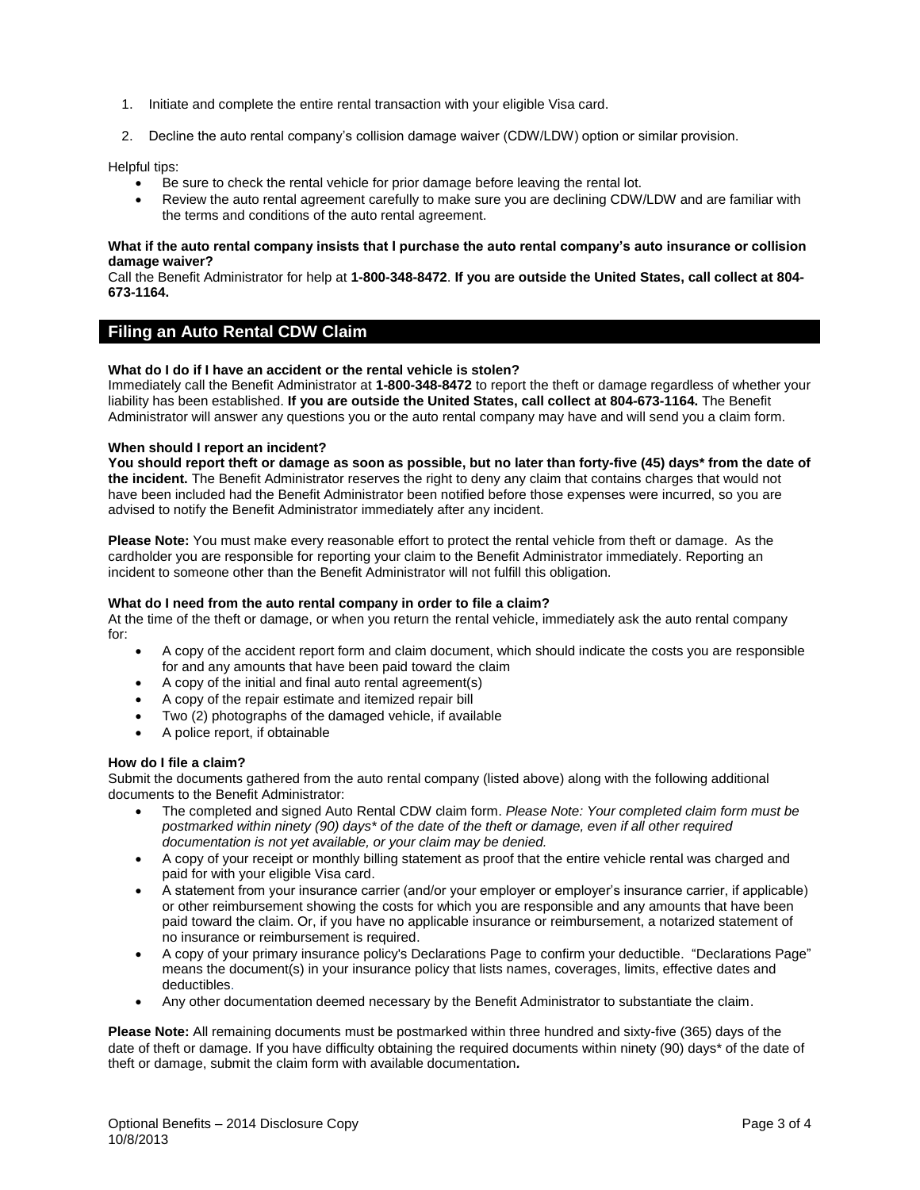1. Initiate and complete the entire rental transaction with your eligible Visa card.

2. Decline the auto rental company's collision damage waiver (CDW/LDW) option or similar provision.

Helpful tips:

- Be sure to check the rental vehicle for prior damage before leaving the rental lot.
- Review the auto rental agreement carefully to make sure you are declining CDW/LDW and are familiar with the terms and conditions of the auto rental agreement.

**What if the auto rental company insists that I purchase the auto rental company's auto insurance or collision damage waiver?**

Call the Benefit Administrator for help at **1-800-348-8472**. **If you are outside the United States, call collect at 804-673-1164.**

## Filing an Auto Rental CDW Claim

**What do I do if I have an accident or the rental vehicle is stolen?**

Immediately call the Benefit Administrator at **1-800-348-8472** to report the theft or damage regardless of whether your liability has been established. **If you are outside the United States, call collect at 804-673-1164.** The Benefit Administrator will answer any questions you or the auto rental company may have and will send you a claim form.

**When should I report an incident?**

**You should report theft or damage as soon as possible, but no later than forty-five (45) days* from the date of the incident.** The Benefit Administrator reserves the right to deny any claim that contains charges that would not have been included had the Benefit Administrator been notified before those expenses were incurred, so you are advised to notify the Benefit Administrator immediately after any incident.

**Please Note:** You must make every reasonable effort to protect the rental vehicle from theft or damage. As the cardholder you are responsible for reporting your claim to the Benefit Administrator immediately. Reporting an incident to someone other than the Benefit Administrator will not fulfill this obligation.

**What do I need from the auto rental company in order to file a claim?**

At the time of the theft or damage, or when you return the rental vehicle, immediately ask the auto rental company for:

- A copy of the accident report form and claim document, which should indicate the costs you are responsible for and any amounts that have been paid toward the claim
- A copy of the initial and final auto rental agreement(s)
- A copy of the repair estimate and itemized repair bill
- Two (2) photographs of the damaged vehicle, if available
- A police report, if obtainable

**How do I file a claim?**

Submit the documents gathered from the auto rental company (listed above) along with the following additional documents to the Benefit Administrator:

- The completed and signed Auto Rental CDW claim form. *Please Note: Your completed claim form must be postmarked within ninety (90) days* of the date of the theft or damage, even if all other required documentation is not yet available, or your claim may be denied.*
- A copy of your receipt or monthly billing statement as proof that the entire vehicle rental was charged and paid for with your eligible Visa card.
- A statement from your insurance carrier (and/or your employer or employer's insurance carrier, if applicable) or other reimbursement showing the costs for which you are responsible and any amounts that have been paid toward the claim. Or, if you have no applicable insurance or reimbursement, a notarized statement of no insurance or reimbursement is required.
- A copy of your primary insurance policy's Declarations Page to confirm your deductible. "Declarations Page" means the document(s) in your insurance policy that lists names, coverages, limits, effective dates and deductibles.
- Any other documentation deemed necessary by the Benefit Administrator to substantiate the claim.

**Please Note:** All remaining documents must be postmarked within three hundred and sixty-five (365) days of the date of theft or damage. If you have difficulty obtaining the required documents within ninety (90) days* of the date of theft or damage, submit the claim form with available documentation**.**

Optional Benefits – 2014 Disclosure Copy
10/8/2013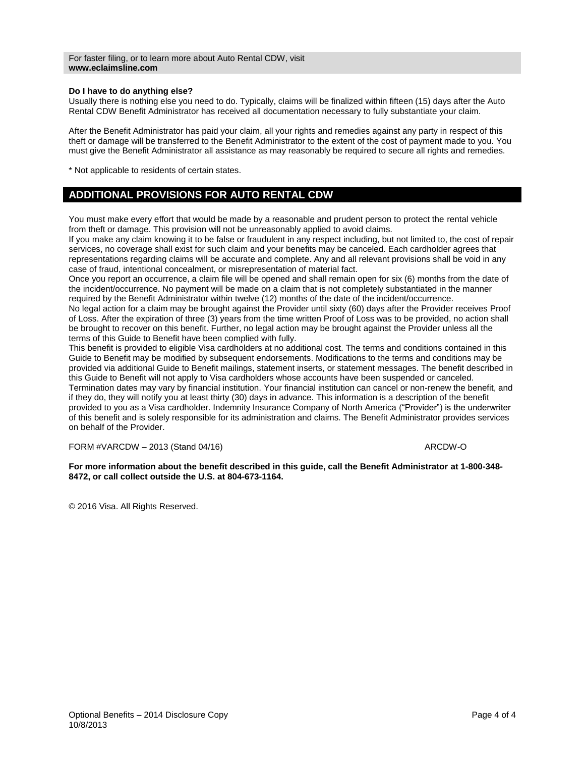For faster filing, or to learn more about Auto Rental CDW, visit **www.eclaimsline.com**

**Do I have to do anything else?**

Usually there is nothing else you need to do. Typically, claims will be finalized within fifteen (15) days after the Auto Rental CDW Benefit Administrator has received all documentation necessary to fully substantiate your claim.

After the Benefit Administrator has paid your claim, all your rights and remedies against any party in respect of this theft or damage will be transferred to the Benefit Administrator to the extent of the cost of payment made to you. You must give the Benefit Administrator all assistance as may reasonably be required to secure all rights and remedies.

* Not applicable to residents of certain states.

## ADDITIONAL PROVISIONS FOR AUTO RENTAL CDW

You must make every effort that would be made by a reasonable and prudent person to protect the rental vehicle from theft or damage. This provision will not be unreasonably applied to avoid claims.

If you make any claim knowing it to be false or fraudulent in any respect including, but not limited to, the cost of repair services, no coverage shall exist for such claim and your benefits may be canceled. Each cardholder agrees that representations regarding claims will be accurate and complete. Any and all relevant provisions shall be void in any case of fraud, intentional concealment, or misrepresentation of material fact.

Once you report an occurrence, a claim file will be opened and shall remain open for six (6) months from the date of the incident/occurrence. No payment will be made on a claim that is not completely substantiated in the manner required by the Benefit Administrator within twelve (12) months of the date of the incident/occurrence.

No legal action for a claim may be brought against the Provider until sixty (60) days after the Provider receives Proof of Loss. After the expiration of three (3) years from the time written Proof of Loss was to be provided, no action shall be brought to recover on this benefit. Further, no legal action may be brought against the Provider unless all the terms of this Guide to Benefit have been complied with fully.

This benefit is provided to eligible Visa cardholders at no additional cost. The terms and conditions contained in this Guide to Benefit may be modified by subsequent endorsements. Modifications to the terms and conditions may be provided via additional Guide to Benefit mailings, statement inserts, or statement messages. The benefit described in this Guide to Benefit will not apply to Visa cardholders whose accounts have been suspended or canceled.

Termination dates may vary by financial institution. Your financial institution can cancel or non-renew the benefit, and if they do, they will notify you at least thirty (30) days in advance. This information is a description of the benefit provided to you as a Visa cardholder. Indemnity Insurance Company of North America ("Provider") is the underwriter of this benefit and is solely responsible for its administration and claims. The Benefit Administrator provides services on behalf of the Provider.

FORM #VARCDW – 2013 (Stand 04/16) ARCDW-O

**For more information about the benefit described in this guide, call the Benefit Administrator at 1-800-348-8472, or call collect outside the U.S. at 804-673-1164.**

© 2016 Visa. All Rights Reserved.

Optional Benefits – 2014 Disclosure Copy
10/8/2013